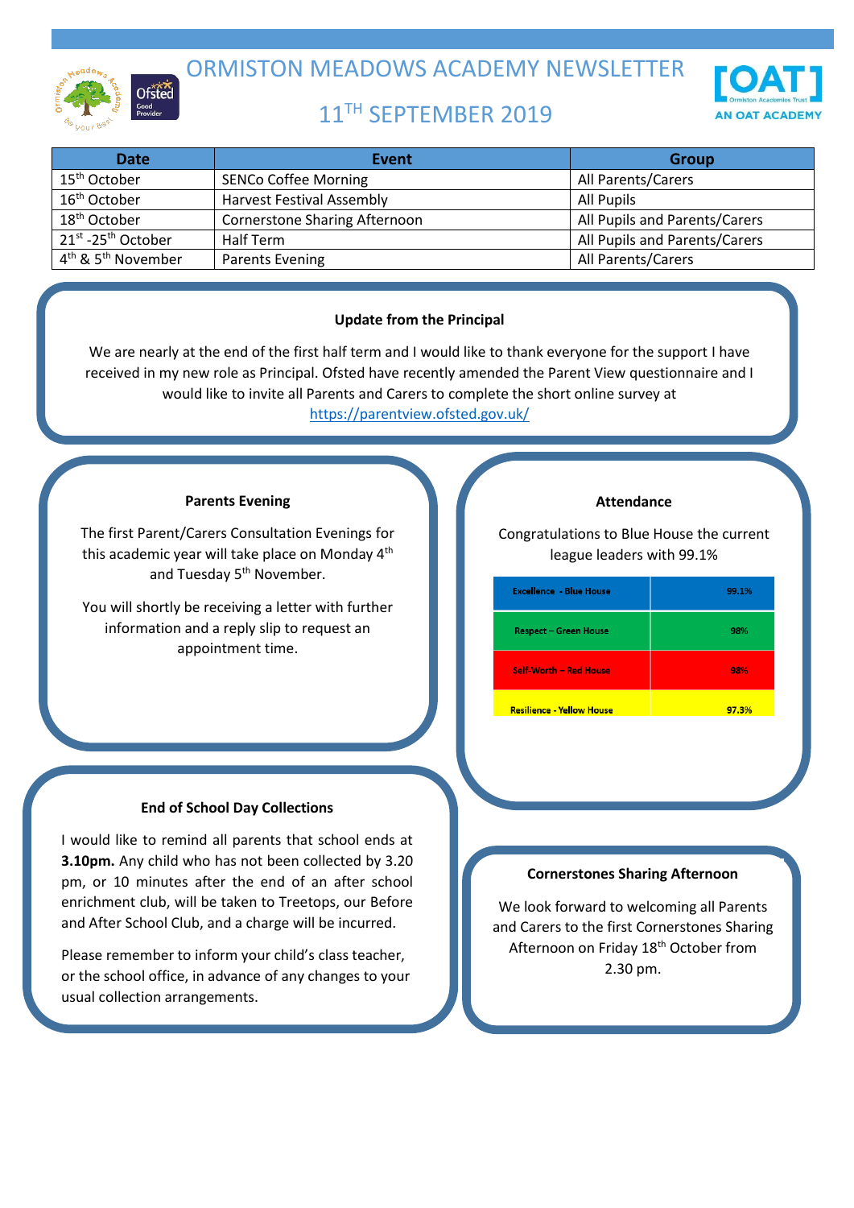# ORMISTON MEADOWS ACADEMY NEWSLETTER

## 11TH SEPTEMBER 2019

| Date | Event | Group |
|---|---|---|
| 15th October | SENCo Coffee Morning | All Parents/Carers |
| 16th October | Harvest Festival Assembly | All Pupils |
| 18th October | Cornerstone Sharing Afternoon | All Pupils and Parents/Carers |
| 21st -25th October | Half Term | All Pupils and Parents/Carers |
| 4th & 5th November | Parents Evening | All Parents/Carers |

### Update from the Principal

We are nearly at the end of the first half term and I would like to thank everyone for the support I have received in my new role as Principal. Ofsted have recently amended the Parent View questionnaire and I would like to invite all Parents and Carers to complete the short online survey at https://parentview.ofsted.gov.uk/

### Parents Evening

The first Parent/Carers Consultation Evenings for this academic year will take place on Monday 4th and Tuesday 5th November.

You will shortly be receiving a letter with further information and a reply slip to request an appointment time.

### End of School Day Collections

I would like to remind all parents that school ends at **3.10pm.** Any child who has not been collected by 3.20 pm, or 10 minutes after the end of an after school enrichment club, will be taken to Treetops, our Before and After School Club, and a charge will be incurred.

Please remember to inform your child's class teacher, or the school office, in advance of any changes to your usual collection arrangements.

### Attendance

Congratulations to Blue House the current league leaders with 99.1%

| House | Attendance |
|---|---|
| Excellence - Blue House | 99.1% |
| Respect – Green House | 98% |
| Self-Worth – Red House | 98% |
| Resilience - Yellow House | 97.3% |

### Cornerstones Sharing Afternoon

We look forward to welcoming all Parents and Carers to the first Cornerstones Sharing Afternoon on Friday 18th October from 2.30 pm.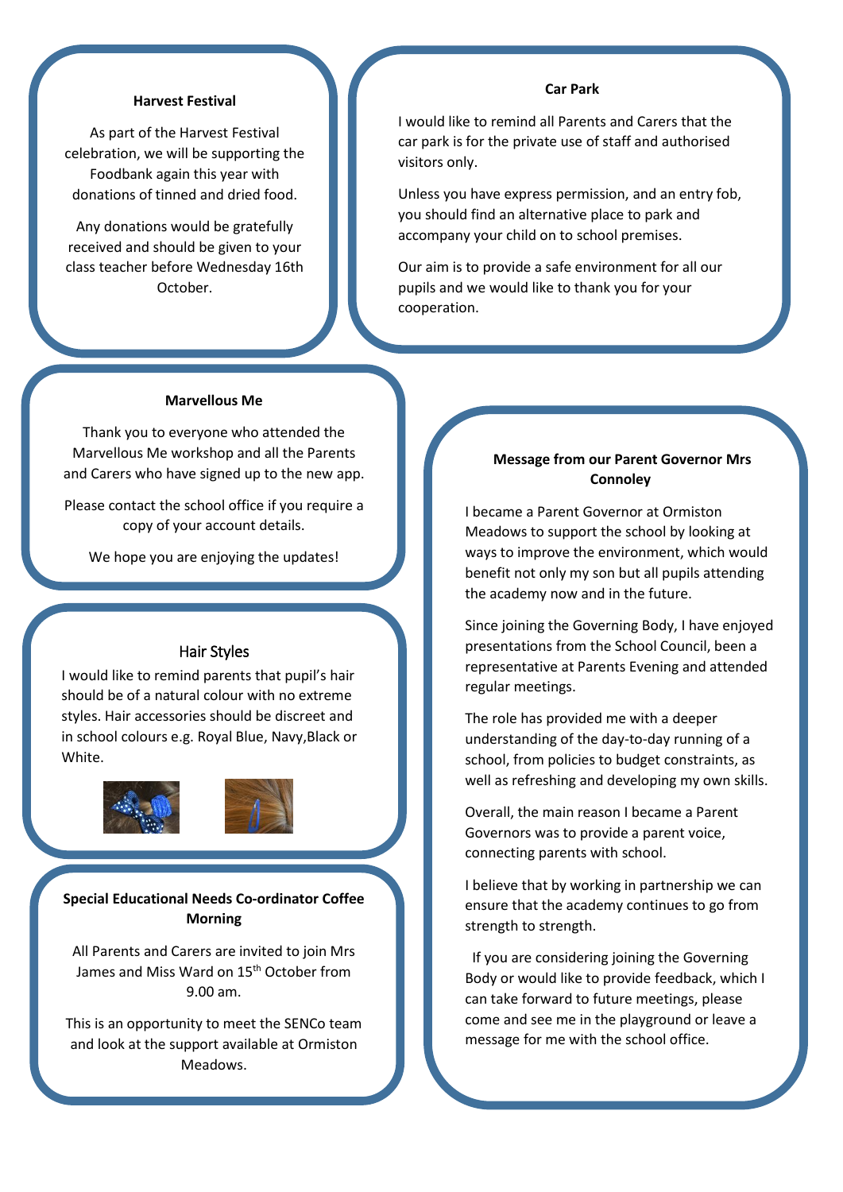### Harvest Festival

As part of the Harvest Festival celebration, we will be supporting the Foodbank again this year with donations of tinned and dried food.

Any donations would be gratefully received and should be given to your class teacher before Wednesday 16th October.

### Car Park

I would like to remind all Parents and Carers that the car park is for the private use of staff and authorised visitors only.

Unless you have express permission, and an entry fob, you should find an alternative place to park and accompany your child on to school premises.

Our aim is to provide a safe environment for all our pupils and we would like to thank you for your cooperation.

### Marvellous Me

Thank you to everyone who attended the Marvellous Me workshop and all the Parents and Carers who have signed up to the new app.

Please contact the school office if you require a copy of your account details.

We hope you are enjoying the updates!

### Hair Styles

I would like to remind parents that pupil's hair should be of a natural colour with no extreme styles. Hair accessories should be discreet and in school colours e.g. Royal Blue, Navy,Black or White.

### Special Educational Needs Co-ordinator Coffee Morning

All Parents and Carers are invited to join Mrs James and Miss Ward on 15th October from 9.00 am.

This is an opportunity to meet the SENCo team and look at the support available at Ormiston Meadows.

### Message from our Parent Governor Mrs Connoley

I became a Parent Governor at Ormiston Meadows to support the school by looking at ways to improve the environment, which would benefit not only my son but all pupils attending the academy now and in the future.

Since joining the Governing Body, I have enjoyed presentations from the School Council, been a representative at Parents Evening and attended regular meetings.

The role has provided me with a deeper understanding of the day-to-day running of a school, from policies to budget constraints, as well as refreshing and developing my own skills.

Overall, the main reason I became a Parent Governors was to provide a parent voice, connecting parents with school.

I believe that by working in partnership we can ensure that the academy continues to go from strength to strength.

If you are considering joining the Governing Body or would like to provide feedback, which I can take forward to future meetings, please come and see me in the playground or leave a message for me with the school office.